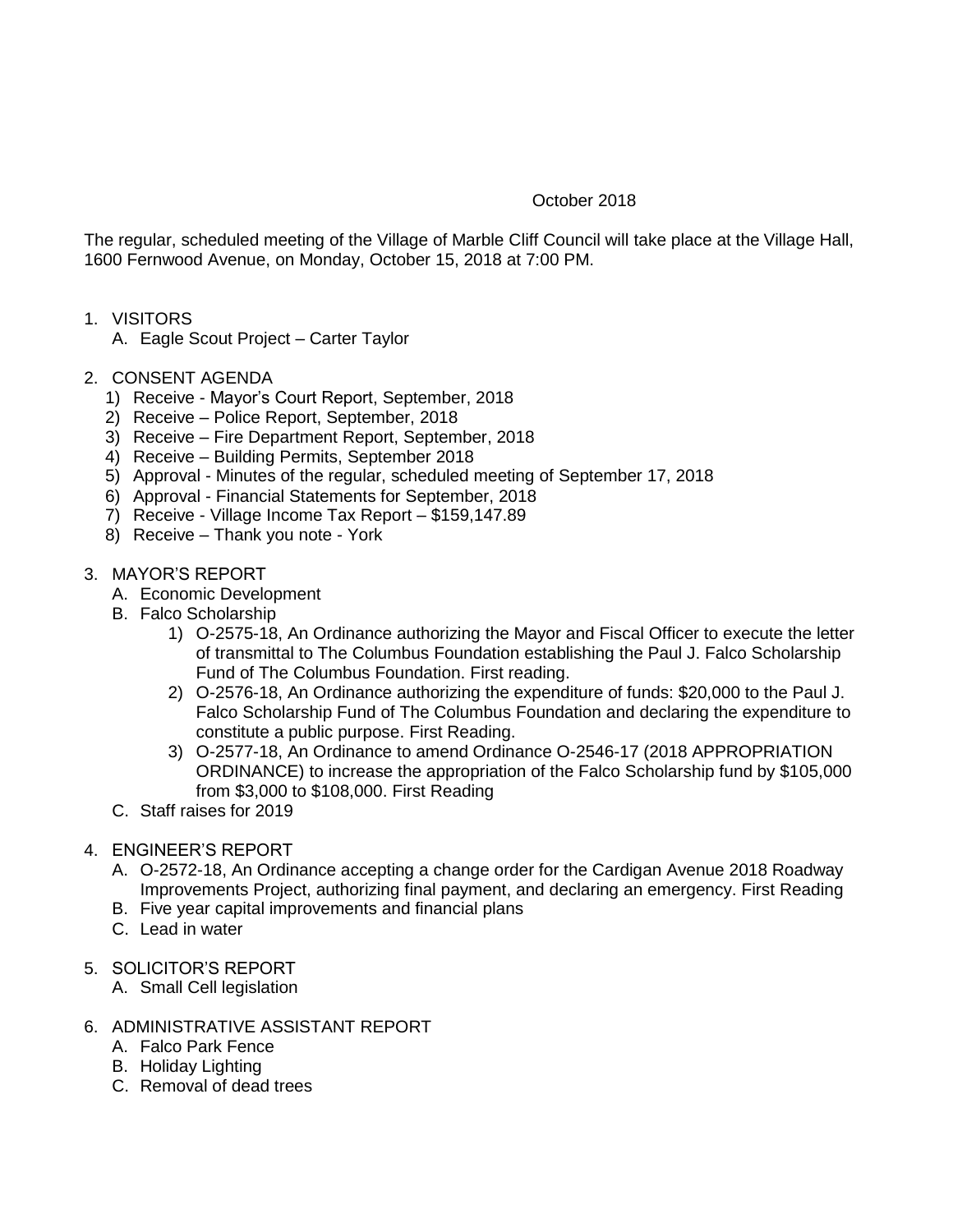October 2018

The regular, scheduled meeting of the Village of Marble Cliff Council will take place at the Village Hall, 1600 Fernwood Avenue, on Monday, October 15, 2018 at 7:00 PM.

1. VISITORS
   A. Eagle Scout Project – Carter Taylor

2. CONSENT AGENDA
   1) Receive - Mayor's Court Report, September, 2018
   2) Receive – Police Report, September, 2018
   3) Receive – Fire Department Report, September, 2018
   4) Receive – Building Permits, September 2018
   5) Approval - Minutes of the regular, scheduled meeting of September 17, 2018
   6) Approval - Financial Statements for September, 2018
   7) Receive - Village Income Tax Report – $159,147.89
   8) Receive – Thank you note - York

3. MAYOR'S REPORT
   A. Economic Development
   B. Falco Scholarship
      1) O-2575-18, An Ordinance authorizing the Mayor and Fiscal Officer to execute the letter of transmittal to The Columbus Foundation establishing the Paul J. Falco Scholarship Fund of The Columbus Foundation. First reading.
      2) O-2576-18, An Ordinance authorizing the expenditure of funds: $20,000 to the Paul J. Falco Scholarship Fund of The Columbus Foundation and declaring the expenditure to constitute a public purpose. First Reading.
      3) O-2577-18, An Ordinance to amend Ordinance O-2546-17 (2018 APPROPRIATION ORDINANCE) to increase the appropriation of the Falco Scholarship fund by $105,000 from $3,000 to $108,000. First Reading
   C. Staff raises for 2019

4. ENGINEER'S REPORT
   A. O-2572-18, An Ordinance accepting a change order for the Cardigan Avenue 2018 Roadway Improvements Project, authorizing final payment, and declaring an emergency. First Reading
   B. Five year capital improvements and financial plans
   C. Lead in water

5. SOLICITOR'S REPORT
   A. Small Cell legislation

6. ADMINISTRATIVE ASSISTANT REPORT
   A. Falco Park Fence
   B. Holiday Lighting
   C. Removal of dead trees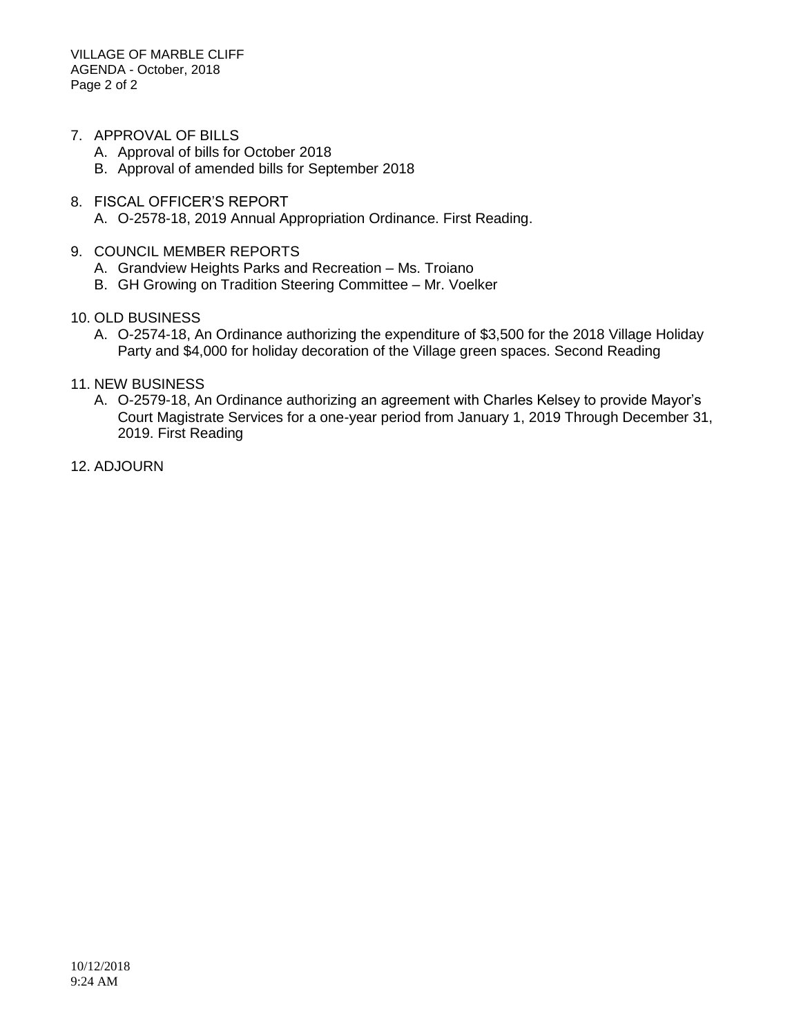7. APPROVAL OF BILLS
   A. Approval of bills for October 2018
   B. Approval of amended bills for September 2018

8. FISCAL OFFICER'S REPORT
   A. O-2578-18, 2019 Annual Appropriation Ordinance. First Reading.

9. COUNCIL MEMBER REPORTS
   A. Grandview Heights Parks and Recreation – Ms. Troiano
   B. GH Growing on Tradition Steering Committee – Mr. Voelker

10. OLD BUSINESS
    A. O-2574-18, An Ordinance authorizing the expenditure of $3,500 for the 2018 Village Holiday Party and $4,000 for holiday decoration of the Village green spaces. Second Reading

11. NEW BUSINESS
    A. O-2579-18, An Ordinance authorizing an agreement with Charles Kelsey to provide Mayor's Court Magistrate Services for a one-year period from January 1, 2019 Through December 31, 2019. First Reading

12. ADJOURN

10/12/2018
9:24 AM